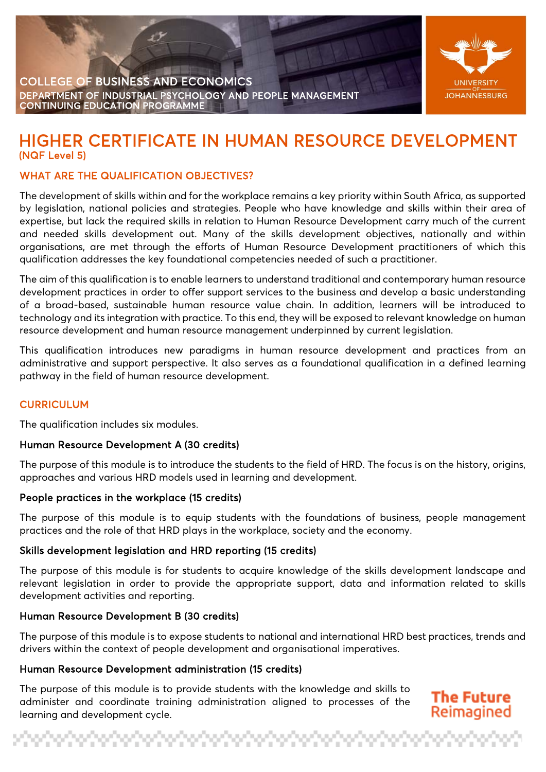COLLEGE OF BUSINESS AND ECONOMICS

DEPARTMENT OF INDUSTRIAL PSYCHOLOGY AND PEOPLE MANAGEMENT

CONTINUING EDUCATION PROGRAMME

UNIVERSITY OF JOHANNESBURG

# HIGHER CERTIFICATE IN HUMAN RESOURCE DEVELOPMENT

**(NQF Level 5)**

## WHAT ARE THE QUALIFICATION OBJECTIVES?

The development of skills within and for the workplace remains a key priority within South Africa, as supported by legislation, national policies and strategies. People who have knowledge and skills within their area of expertise, but lack the required skills in relation to Human Resource Development carry much of the current and needed skills development out. Many of the skills development objectives, nationally and within organisations, are met through the efforts of Human Resource Development practitioners of which this qualification addresses the key foundational competencies needed of such a practitioner.

The aim of this qualification is to enable learners to understand traditional and contemporary human resource development practices in order to offer support services to the business and develop a basic understanding of a broad-based, sustainable human resource value chain. In addition, learners will be introduced to technology and its integration with practice. To this end, they will be exposed to relevant knowledge on human resource development and human resource management underpinned by current legislation.

This qualification introduces new paradigms in human resource development and practices from an administrative and support perspective. It also serves as a foundational qualification in a defined learning pathway in the field of human resource development.

## CURRICULUM

The qualification includes six modules.

### Human Resource Development A (30 credits)

The purpose of this module is to introduce the students to the field of HRD. The focus is on the history, origins, approaches and various HRD models used in learning and development.

### People practices in the workplace (15 credits)

The purpose of this module is to equip students with the foundations of business, people management practices and the role of that HRD plays in the workplace, society and the economy.

### Skills development legislation and HRD reporting (15 credits)

The purpose of this module is for students to acquire knowledge of the skills development landscape and relevant legislation in order to provide the appropriate support, data and information related to skills development activities and reporting.

### Human Resource Development B (30 credits)

The purpose of this module is to expose students to national and international HRD best practices, trends and drivers within the context of people development and organisational imperatives.

### Human Resource Development administration (15 credits)

The purpose of this module is to provide students with the knowledge and skills to administer and coordinate training administration aligned to processes of the learning and development cycle.

The Future Reimagined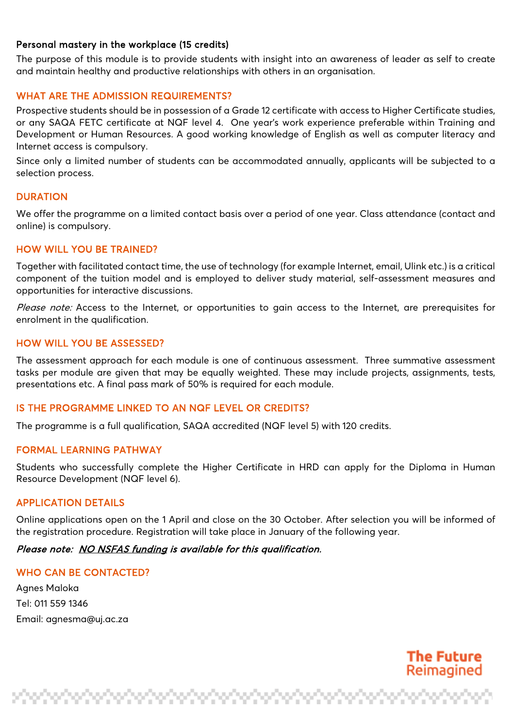**Personal mastery in the workplace (15 credits)**

The purpose of this module is to provide students with insight into an awareness of leader as self to create and maintain healthy and productive relationships with others in an organisation.

## WHAT ARE THE ADMISSION REQUIREMENTS?

Prospective students should be in possession of a Grade 12 certificate with access to Higher Certificate studies, or any SAQA FETC certificate at NQF level 4. One year's work experience preferable within Training and Development or Human Resources. A good working knowledge of English as well as computer literacy and Internet access is compulsory.

Since only a limited number of students can be accommodated annually, applicants will be subjected to a selection process.

## DURATION

We offer the programme on a limited contact basis over a period of one year. Class attendance (contact and online) is compulsory.

## HOW WILL YOU BE TRAINED?

Together with facilitated contact time, the use of technology (for example Internet, email, Ulink etc.) is a critical component of the tuition model and is employed to deliver study material, self-assessment measures and opportunities for interactive discussions.

*Please note:* Access to the Internet, or opportunities to gain access to the Internet, are prerequisites for enrolment in the qualification.

## HOW WILL YOU BE ASSESSED?

The assessment approach for each module is one of continuous assessment. Three summative assessment tasks per module are given that may be equally weighted. These may include projects, assignments, tests, presentations etc. A final pass mark of 50% is required for each module.

## IS THE PROGRAMME LINKED TO AN NQF LEVEL OR CREDITS?

The programme is a full qualification, SAQA accredited (NQF level 5) with 120 credits.

## FORMAL LEARNING PATHWAY

Students who successfully complete the Higher Certificate in HRD can apply for the Diploma in Human Resource Development (NQF level 6).

## APPLICATION DETAILS

Online applications open on the 1 April and close on the 30 October. After selection you will be informed of the registration procedure. Registration will take place in January of the following year.

***Please note: NO NSFAS funding is available for this qualification.***

## WHO CAN BE CONTACTED?

Agnes Maloka

Tel: 011 559 1346

Email: agnesma@uj.ac.za

The Future Reimagined